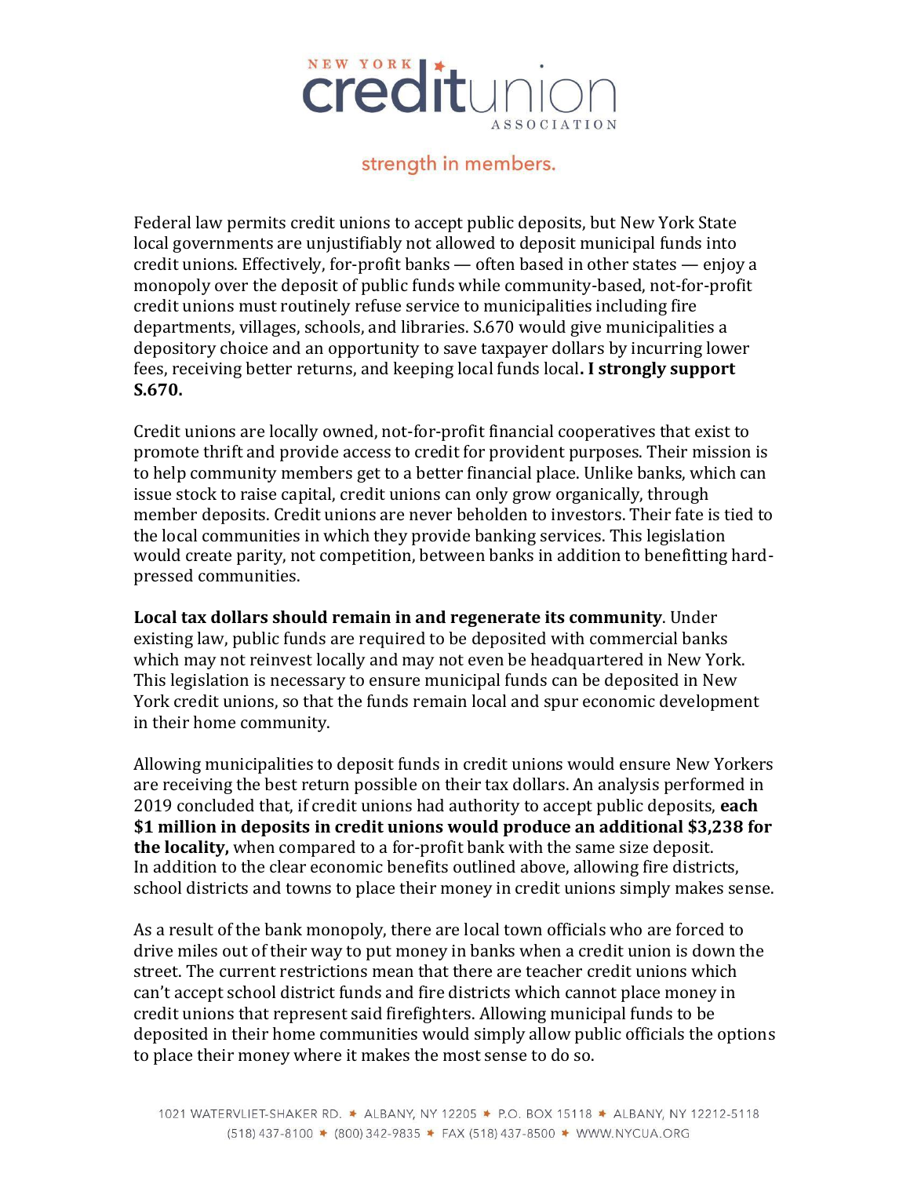NEW YORK **credit**union ASSOCIATION

strength in members.

Federal law permits credit unions to accept public deposits, but New York State local governments are unjustifiably not allowed to deposit municipal funds into credit unions. Effectively, for-profit banks — often based in other states — enjoy a monopoly over the deposit of public funds while community-based, not-for-profit credit unions must routinely refuse service to municipalities including fire departments, villages, schools, and libraries. S.670 would give municipalities a depository choice and an opportunity to save taxpayer dollars by incurring lower fees, receiving better returns, and keeping local funds local**. I strongly support S.670.**

Credit unions are locally owned, not-for-profit financial cooperatives that exist to promote thrift and provide access to credit for provident purposes. Their mission is to help community members get to a better financial place. Unlike banks, which can issue stock to raise capital, credit unions can only grow organically, through member deposits. Credit unions are never beholden to investors. Their fate is tied to the local communities in which they provide banking services. This legislation would create parity, not competition, between banks in addition to benefitting hard-pressed communities.

**Local tax dollars should remain in and regenerate its community**. Under existing law, public funds are required to be deposited with commercial banks which may not reinvest locally and may not even be headquartered in New York. This legislation is necessary to ensure municipal funds can be deposited in New York credit unions, so that the funds remain local and spur economic development in their home community.

Allowing municipalities to deposit funds in credit unions would ensure New Yorkers are receiving the best return possible on their tax dollars. An analysis performed in 2019 concluded that, if credit unions had authority to accept public deposits, **each $1 million in deposits in credit unions would produce an additional $3,238 for the locality,** when compared to a for-profit bank with the same size deposit. In addition to the clear economic benefits outlined above, allowing fire districts, school districts and towns to place their money in credit unions simply makes sense.

As a result of the bank monopoly, there are local town officials who are forced to drive miles out of their way to put money in banks when a credit union is down the street. The current restrictions mean that there are teacher credit unions which can't accept school district funds and fire districts which cannot place money in credit unions that represent said firefighters. Allowing municipal funds to be deposited in their home communities would simply allow public officials the options to place their money where it makes the most sense to do so.

1021 WATERVLIET-SHAKER RD. ✶ ALBANY, NY 12205 ✶ P.O. BOX 15118 ✶ ALBANY, NY 12212-5118
(518) 437-8100 ✶ (800) 342-9835 ✶ FAX (518) 437-8500 ✶ WWW.NYCUA.ORG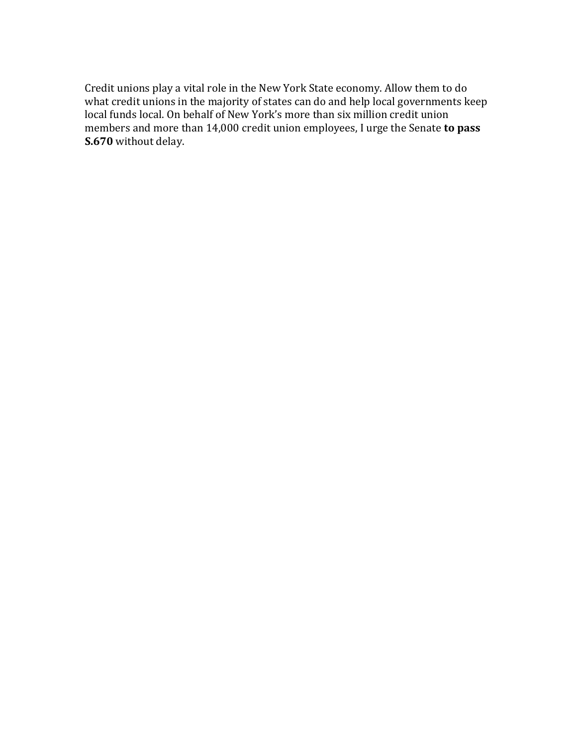Credit unions play a vital role in the New York State economy. Allow them to do what credit unions in the majority of states can do and help local governments keep local funds local. On behalf of New York's more than six million credit union members and more than 14,000 credit union employees, I urge the Senate **to pass S.670** without delay.